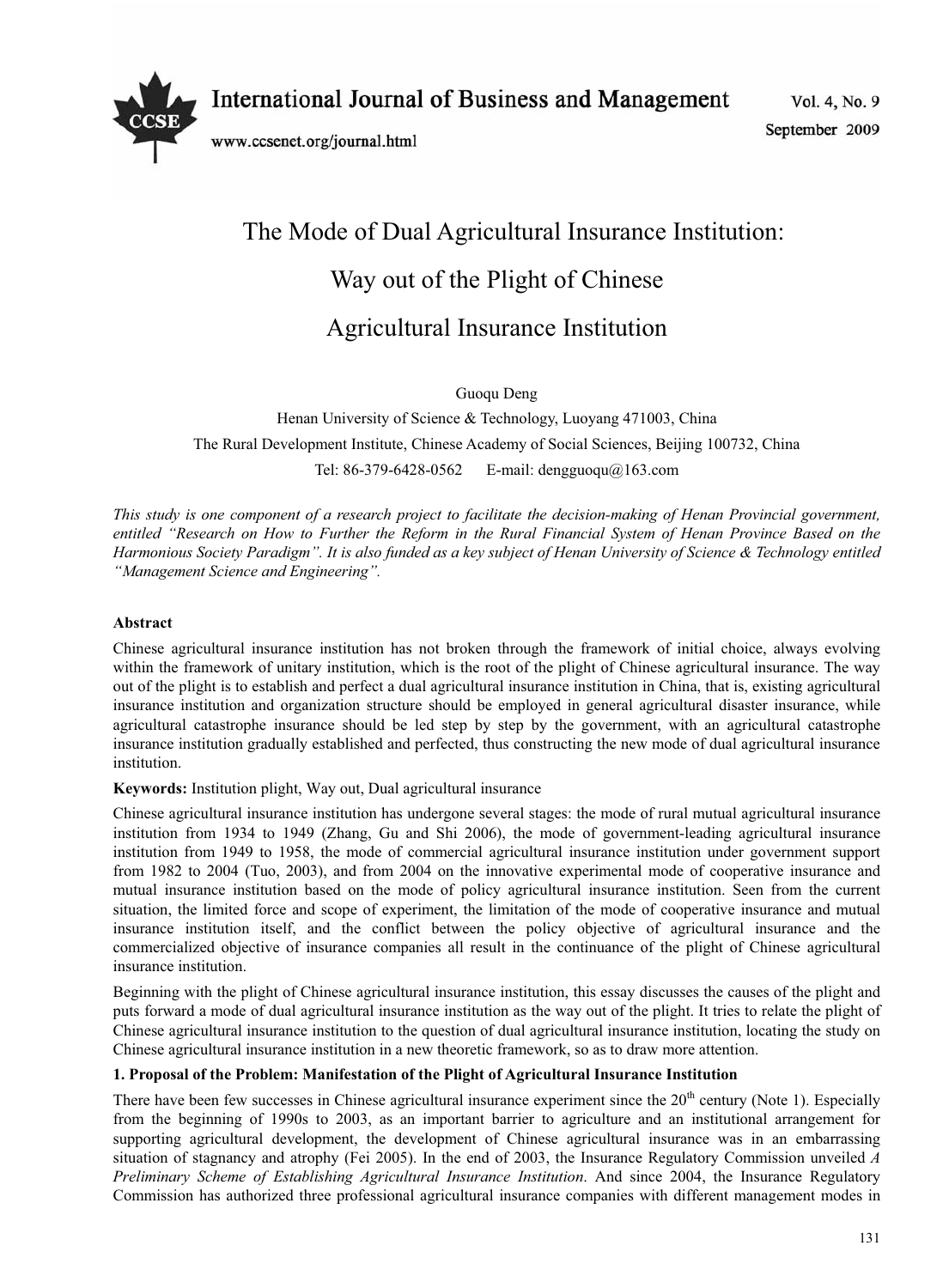# The Mode of Dual Agricultural Insurance Institution: Way out of the Plight of Chinese Agricultural Insurance Institution

Guoqu Deng

Henan University of Science & Technology, Luoyang 471003, China

The Rural Development Institute, Chinese Academy of Social Sciences, Beijing 100732, China

Tel: 86-379-6428-0562 E-mail: dengguoqu@163.com

*This study is one component of a research project to facilitate the decision-making of Henan Provincial government, entitled "Research on How to Further the Reform in the Rural Financial System of Henan Province Based on the Harmonious Society Paradigm". It is also funded as a key subject of Henan University of Science & Technology entitled "Management Science and Engineering".*

**Abstract**

Chinese agricultural insurance institution has not broken through the framework of initial choice, always evolving within the framework of unitary institution, which is the root of the plight of Chinese agricultural insurance. The way out of the plight is to establish and perfect a dual agricultural insurance institution in China, that is, existing agricultural insurance institution and organization structure should be employed in general agricultural disaster insurance, while agricultural catastrophe insurance should be led step by step by the government, with an agricultural catastrophe insurance institution gradually established and perfected, thus constructing the new mode of dual agricultural insurance institution.

**Keywords:** Institution plight, Way out, Dual agricultural insurance

Chinese agricultural insurance institution has undergone several stages: the mode of rural mutual agricultural insurance institution from 1934 to 1949 (Zhang, Gu and Shi 2006), the mode of government-leading agricultural insurance institution from 1949 to 1958, the mode of commercial agricultural insurance institution under government support from 1982 to 2004 (Tuo, 2003), and from 2004 on the innovative experimental mode of cooperative insurance and mutual insurance institution based on the mode of policy agricultural insurance institution. Seen from the current situation, the limited force and scope of experiment, the limitation of the mode of cooperative insurance and mutual insurance institution itself, and the conflict between the policy objective of agricultural insurance and the commercialized objective of insurance companies all result in the continuance of the plight of Chinese agricultural insurance institution.

Beginning with the plight of Chinese agricultural insurance institution, this essay discusses the causes of the plight and puts forward a mode of dual agricultural insurance institution as the way out of the plight. It tries to relate the plight of Chinese agricultural insurance institution to the question of dual agricultural insurance institution, locating the study on Chinese agricultural insurance institution in a new theoretic framework, so as to draw more attention.

## 1. Proposal of the Problem: Manifestation of the Plight of Agricultural Insurance Institution

There have been few successes in Chinese agricultural insurance experiment since the 20th century (Note 1). Especially from the beginning of 1990s to 2003, as an important barrier to agriculture and an institutional arrangement for supporting agricultural development, the development of Chinese agricultural insurance was in an embarrassing situation of stagnancy and atrophy (Fei 2005). In the end of 2003, the Insurance Regulatory Commission unveiled *A Preliminary Scheme of Establishing Agricultural Insurance Institution*. And since 2004, the Insurance Regulatory Commission has authorized three professional agricultural insurance companies with different management modes in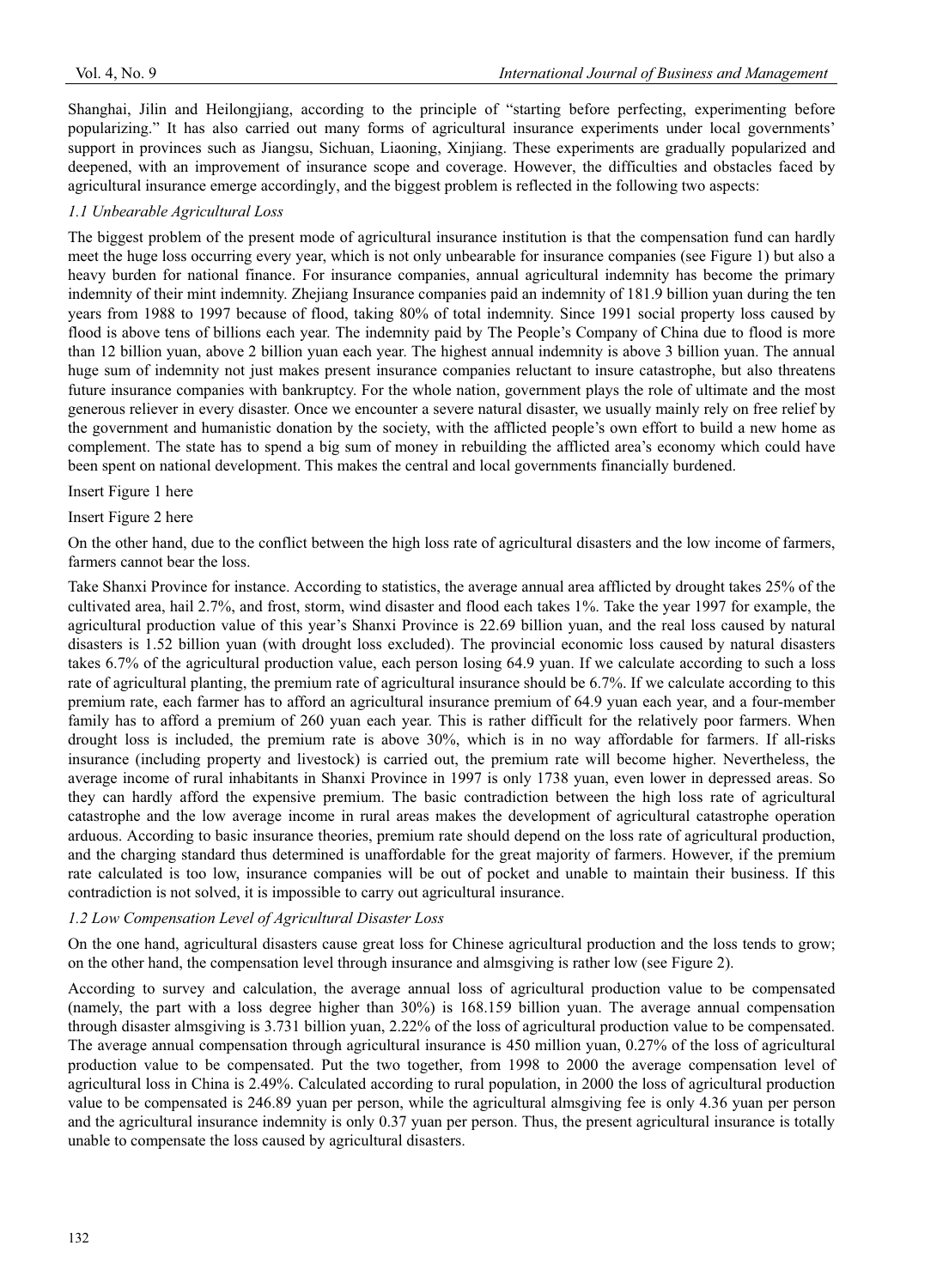Shanghai, Jilin and Heilongjiang, according to the principle of "starting before perfecting, experimenting before popularizing." It has also carried out many forms of agricultural insurance experiments under local governments' support in provinces such as Jiangsu, Sichuan, Liaoning, Xinjiang. These experiments are gradually popularized and deepened, with an improvement of insurance scope and coverage. However, the difficulties and obstacles faced by agricultural insurance emerge accordingly, and the biggest problem is reflected in the following two aspects:

### *1.1 Unbearable Agricultural Loss*

The biggest problem of the present mode of agricultural insurance institution is that the compensation fund can hardly meet the huge loss occurring every year, which is not only unbearable for insurance companies (see Figure 1) but also a heavy burden for national finance. For insurance companies, annual agricultural indemnity has become the primary indemnity of their mint indemnity. Zhejiang Insurance companies paid an indemnity of 181.9 billion yuan during the ten years from 1988 to 1997 because of flood, taking 80% of total indemnity. Since 1991 social property loss caused by flood is above tens of billions each year. The indemnity paid by The People's Company of China due to flood is more than 12 billion yuan, above 2 billion yuan each year. The highest annual indemnity is above 3 billion yuan. The annual huge sum of indemnity not just makes present insurance companies reluctant to insure catastrophe, but also threatens future insurance companies with bankruptcy. For the whole nation, government plays the role of ultimate and the most generous reliever in every disaster. Once we encounter a severe natural disaster, we usually mainly rely on free relief by the government and humanistic donation by the society, with the afflicted people's own effort to build a new home as complement. The state has to spend a big sum of money in rebuilding the afflicted area's economy which could have been spent on national development. This makes the central and local governments financially burdened.

Insert Figure 1 here

Insert Figure 2 here

On the other hand, due to the conflict between the high loss rate of agricultural disasters and the low income of farmers, farmers cannot bear the loss.

Take Shanxi Province for instance. According to statistics, the average annual area afflicted by drought takes 25% of the cultivated area, hail 2.7%, and frost, storm, wind disaster and flood each takes 1%. Take the year 1997 for example, the agricultural production value of this year's Shanxi Province is 22.69 billion yuan, and the real loss caused by natural disasters is 1.52 billion yuan (with drought loss excluded). The provincial economic loss caused by natural disasters takes 6.7% of the agricultural production value, each person losing 64.9 yuan. If we calculate according to such a loss rate of agricultural planting, the premium rate of agricultural insurance should be 6.7%. If we calculate according to this premium rate, each farmer has to afford an agricultural insurance premium of 64.9 yuan each year, and a four-member family has to afford a premium of 260 yuan each year. This is rather difficult for the relatively poor farmers. When drought loss is included, the premium rate is above 30%, which is in no way affordable for farmers. If all-risks insurance (including property and livestock) is carried out, the premium rate will become higher. Nevertheless, the average income of rural inhabitants in Shanxi Province in 1997 is only 1738 yuan, even lower in depressed areas. So they can hardly afford the expensive premium. The basic contradiction between the high loss rate of agricultural catastrophe and the low average income in rural areas makes the development of agricultural catastrophe operation arduous. According to basic insurance theories, premium rate should depend on the loss rate of agricultural production, and the charging standard thus determined is unaffordable for the great majority of farmers. However, if the premium rate calculated is too low, insurance companies will be out of pocket and unable to maintain their business. If this contradiction is not solved, it is impossible to carry out agricultural insurance.

### *1.2 Low Compensation Level of Agricultural Disaster Loss*

On the one hand, agricultural disasters cause great loss for Chinese agricultural production and the loss tends to grow; on the other hand, the compensation level through insurance and almsgiving is rather low (see Figure 2).

According to survey and calculation, the average annual loss of agricultural production value to be compensated (namely, the part with a loss degree higher than 30%) is 168.159 billion yuan. The average annual compensation through disaster almsgiving is 3.731 billion yuan, 2.22% of the loss of agricultural production value to be compensated. The average annual compensation through agricultural insurance is 450 million yuan, 0.27% of the loss of agricultural production value to be compensated. Put the two together, from 1998 to 2000 the average compensation level of agricultural loss in China is 2.49%. Calculated according to rural population, in 2000 the loss of agricultural production value to be compensated is 246.89 yuan per person, while the agricultural almsgiving fee is only 4.36 yuan per person and the agricultural insurance indemnity is only 0.37 yuan per person. Thus, the present agricultural insurance is totally unable to compensate the loss caused by agricultural disasters.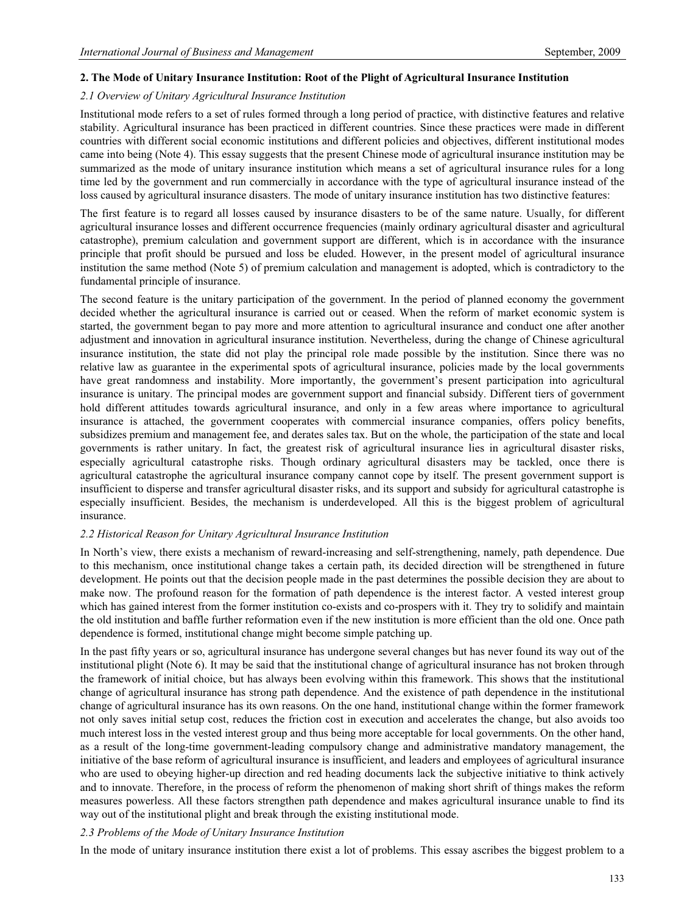## 2. The Mode of Unitary Insurance Institution: Root of the Plight of Agricultural Insurance Institution

### *2.1 Overview of Unitary Agricultural Insurance Institution*

Institutional mode refers to a set of rules formed through a long period of practice, with distinctive features and relative stability. Agricultural insurance has been practiced in different countries. Since these practices were made in different countries with different social economic institutions and different policies and objectives, different institutional modes came into being (Note 4). This essay suggests that the present Chinese mode of agricultural insurance institution may be summarized as the mode of unitary insurance institution which means a set of agricultural insurance rules for a long time led by the government and run commercially in accordance with the type of agricultural insurance instead of the loss caused by agricultural insurance disasters. The mode of unitary insurance institution has two distinctive features:

The first feature is to regard all losses caused by insurance disasters to be of the same nature. Usually, for different agricultural insurance losses and different occurrence frequencies (mainly ordinary agricultural disaster and agricultural catastrophe), premium calculation and government support are different, which is in accordance with the insurance principle that profit should be pursued and loss be eluded. However, in the present model of agricultural insurance institution the same method (Note 5) of premium calculation and management is adopted, which is contradictory to the fundamental principle of insurance.

The second feature is the unitary participation of the government. In the period of planned economy the government decided whether the agricultural insurance is carried out or ceased. When the reform of market economic system is started, the government began to pay more and more attention to agricultural insurance and conduct one after another adjustment and innovation in agricultural insurance institution. Nevertheless, during the change of Chinese agricultural insurance institution, the state did not play the principal role made possible by the institution. Since there was no relative law as guarantee in the experimental spots of agricultural insurance, policies made by the local governments have great randomness and instability. More importantly, the government's present participation into agricultural insurance is unitary. The principal modes are government support and financial subsidy. Different tiers of government hold different attitudes towards agricultural insurance, and only in a few areas where importance to agricultural insurance is attached, the government cooperates with commercial insurance companies, offers policy benefits, subsidizes premium and management fee, and derates sales tax. But on the whole, the participation of the state and local governments is rather unitary. In fact, the greatest risk of agricultural insurance lies in agricultural disaster risks, especially agricultural catastrophe risks. Though ordinary agricultural disasters may be tackled, once there is agricultural catastrophe the agricultural insurance company cannot cope by itself. The present government support is insufficient to disperse and transfer agricultural disaster risks, and its support and subsidy for agricultural catastrophe is especially insufficient. Besides, the mechanism is underdeveloped. All this is the biggest problem of agricultural insurance.

### *2.2 Historical Reason for Unitary Agricultural Insurance Institution*

In North's view, there exists a mechanism of reward-increasing and self-strengthening, namely, path dependence. Due to this mechanism, once institutional change takes a certain path, its decided direction will be strengthened in future development. He points out that the decision people made in the past determines the possible decision they are about to make now. The profound reason for the formation of path dependence is the interest factor. A vested interest group which has gained interest from the former institution co-exists and co-prospers with it. They try to solidify and maintain the old institution and baffle further reformation even if the new institution is more efficient than the old one. Once path dependence is formed, institutional change might become simple patching up.

In the past fifty years or so, agricultural insurance has undergone several changes but has never found its way out of the institutional plight (Note 6). It may be said that the institutional change of agricultural insurance has not broken through the framework of initial choice, but has always been evolving within this framework. This shows that the institutional change of agricultural insurance has strong path dependence. And the existence of path dependence in the institutional change of agricultural insurance has its own reasons. On the one hand, institutional change within the former framework not only saves initial setup cost, reduces the friction cost in execution and accelerates the change, but also avoids too much interest loss in the vested interest group and thus being more acceptable for local governments. On the other hand, as a result of the long-time government-leading compulsory change and administrative mandatory management, the initiative of the base reform of agricultural insurance is insufficient, and leaders and employees of agricultural insurance who are used to obeying higher-up direction and red heading documents lack the subjective initiative to think actively and to innovate. Therefore, in the process of reform the phenomenon of making short shrift of things makes the reform measures powerless. All these factors strengthen path dependence and makes agricultural insurance unable to find its way out of the institutional plight and break through the existing institutional mode.

### *2.3 Problems of the Mode of Unitary Insurance Institution*

In the mode of unitary insurance institution there exist a lot of problems. This essay ascribes the biggest problem to a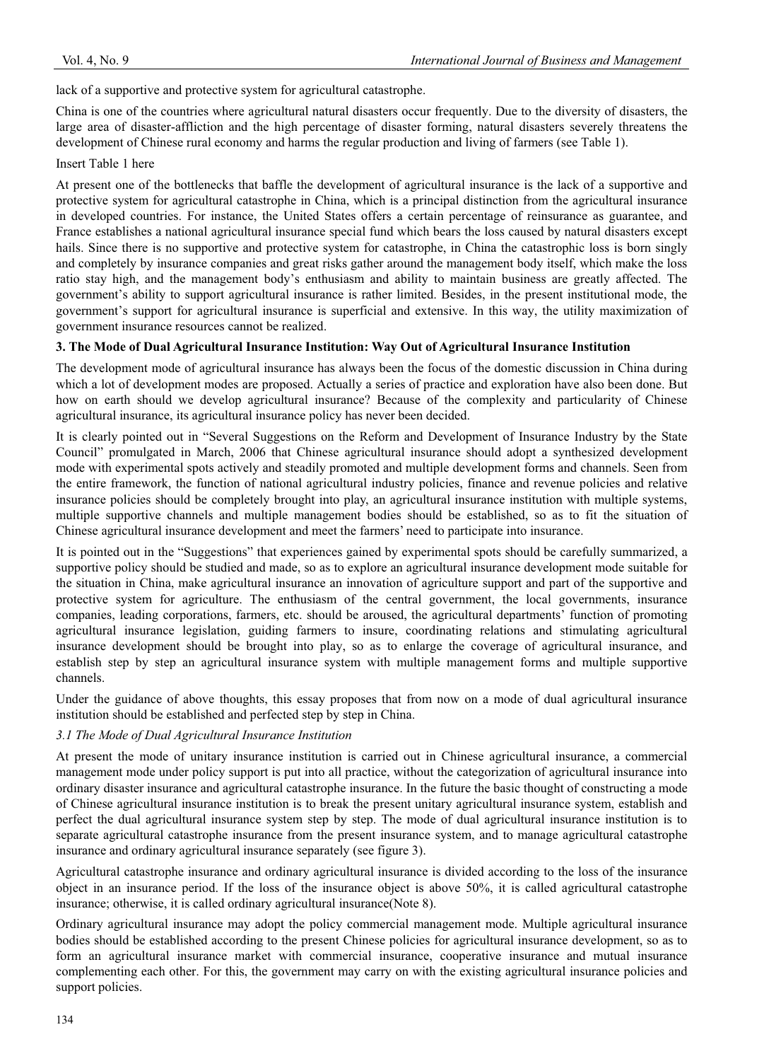lack of a supportive and protective system for agricultural catastrophe.

China is one of the countries where agricultural natural disasters occur frequently. Due to the diversity of disasters, the large area of disaster-affliction and the high percentage of disaster forming, natural disasters severely threatens the development of Chinese rural economy and harms the regular production and living of farmers (see Table 1).

Insert Table 1 here

At present one of the bottlenecks that baffle the development of agricultural insurance is the lack of a supportive and protective system for agricultural catastrophe in China, which is a principal distinction from the agricultural insurance in developed countries. For instance, the United States offers a certain percentage of reinsurance as guarantee, and France establishes a national agricultural insurance special fund which bears the loss caused by natural disasters except hails. Since there is no supportive and protective system for catastrophe, in China the catastrophic loss is born singly and completely by insurance companies and great risks gather around the management body itself, which make the loss ratio stay high, and the management body's enthusiasm and ability to maintain business are greatly affected. The government's ability to support agricultural insurance is rather limited. Besides, in the present institutional mode, the government's support for agricultural insurance is superficial and extensive. In this way, the utility maximization of government insurance resources cannot be realized.

## 3. The Mode of Dual Agricultural Insurance Institution: Way Out of Agricultural Insurance Institution

The development mode of agricultural insurance has always been the focus of the domestic discussion in China during which a lot of development modes are proposed. Actually a series of practice and exploration have also been done. But how on earth should we develop agricultural insurance? Because of the complexity and particularity of Chinese agricultural insurance, its agricultural insurance policy has never been decided.

It is clearly pointed out in "Several Suggestions on the Reform and Development of Insurance Industry by the State Council" promulgated in March, 2006 that Chinese agricultural insurance should adopt a synthesized development mode with experimental spots actively and steadily promoted and multiple development forms and channels. Seen from the entire framework, the function of national agricultural industry policies, finance and revenue policies and relative insurance policies should be completely brought into play, an agricultural insurance institution with multiple systems, multiple supportive channels and multiple management bodies should be established, so as to fit the situation of Chinese agricultural insurance development and meet the farmers' need to participate into insurance.

It is pointed out in the "Suggestions" that experiences gained by experimental spots should be carefully summarized, a supportive policy should be studied and made, so as to explore an agricultural insurance development mode suitable for the situation in China, make agricultural insurance an innovation of agriculture support and part of the supportive and protective system for agriculture. The enthusiasm of the central government, the local governments, insurance companies, leading corporations, farmers, etc. should be aroused, the agricultural departments' function of promoting agricultural insurance legislation, guiding farmers to insure, coordinating relations and stimulating agricultural insurance development should be brought into play, so as to enlarge the coverage of agricultural insurance, and establish step by step an agricultural insurance system with multiple management forms and multiple supportive channels.

Under the guidance of above thoughts, this essay proposes that from now on a mode of dual agricultural insurance institution should be established and perfected step by step in China.

### *3.1 The Mode of Dual Agricultural Insurance Institution*

At present the mode of unitary insurance institution is carried out in Chinese agricultural insurance, a commercial management mode under policy support is put into all practice, without the categorization of agricultural insurance into ordinary disaster insurance and agricultural catastrophe insurance. In the future the basic thought of constructing a mode of Chinese agricultural insurance institution is to break the present unitary agricultural insurance system, establish and perfect the dual agricultural insurance system step by step. The mode of dual agricultural insurance institution is to separate agricultural catastrophe insurance from the present insurance system, and to manage agricultural catastrophe insurance and ordinary agricultural insurance separately (see figure 3).

Agricultural catastrophe insurance and ordinary agricultural insurance is divided according to the loss of the insurance object in an insurance period. If the loss of the insurance object is above 50%, it is called agricultural catastrophe insurance; otherwise, it is called ordinary agricultural insurance(Note 8).

Ordinary agricultural insurance may adopt the policy commercial management mode. Multiple agricultural insurance bodies should be established according to the present Chinese policies for agricultural insurance development, so as to form an agricultural insurance market with commercial insurance, cooperative insurance and mutual insurance complementing each other. For this, the government may carry on with the existing agricultural insurance policies and support policies.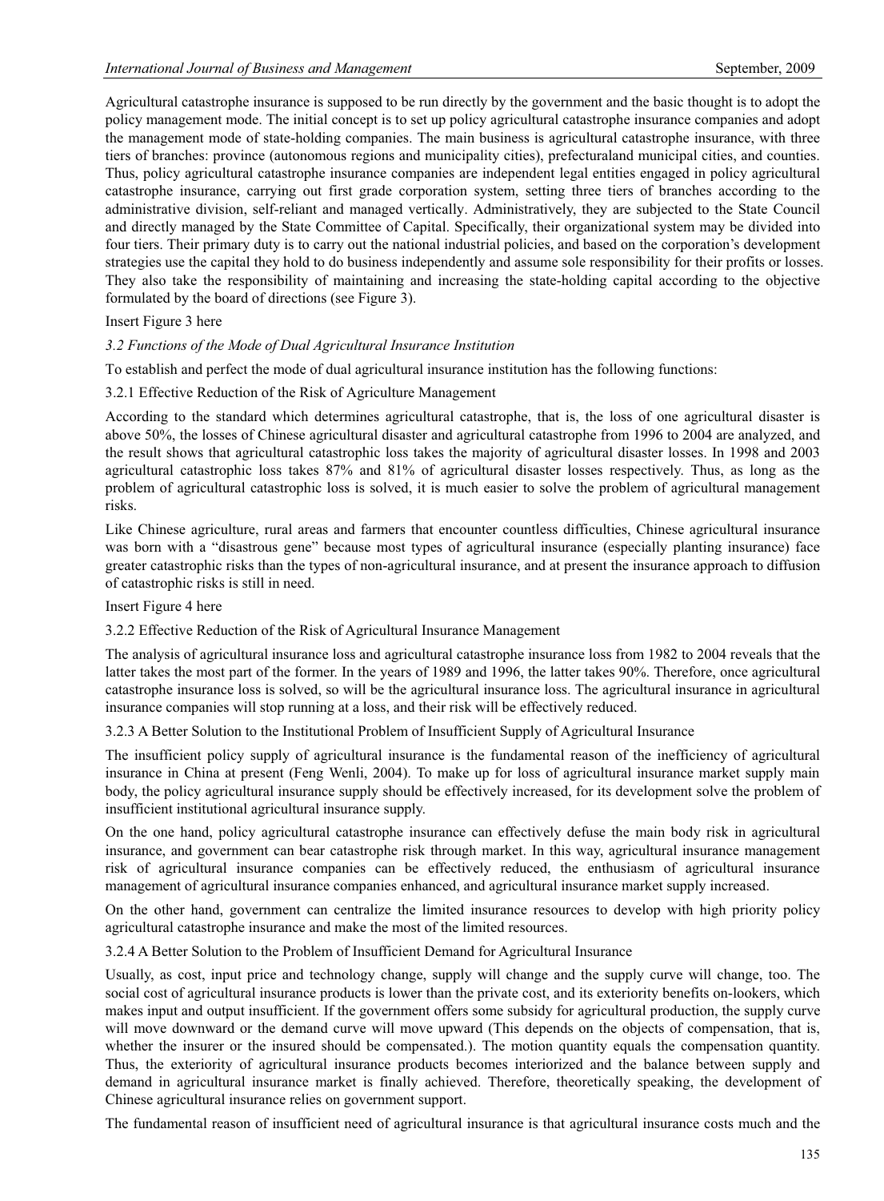Agricultural catastrophe insurance is supposed to be run directly by the government and the basic thought is to adopt the policy management mode. The initial concept is to set up policy agricultural catastrophe insurance companies and adopt the management mode of state-holding companies. The main business is agricultural catastrophe insurance, with three tiers of branches: province (autonomous regions and municipality cities), prefecturaland municipal cities, and counties. Thus, policy agricultural catastrophe insurance companies are independent legal entities engaged in policy agricultural catastrophe insurance, carrying out first grade corporation system, setting three tiers of branches according to the administrative division, self-reliant and managed vertically. Administratively, they are subjected to the State Council and directly managed by the State Committee of Capital. Specifically, their organizational system may be divided into four tiers. Their primary duty is to carry out the national industrial policies, and based on the corporation's development strategies use the capital they hold to do business independently and assume sole responsibility for their profits or losses. They also take the responsibility of maintaining and increasing the state-holding capital according to the objective formulated by the board of directions (see Figure 3).

Insert Figure 3 here

### *3.2 Functions of the Mode of Dual Agricultural Insurance Institution*

To establish and perfect the mode of dual agricultural insurance institution has the following functions:

#### 3.2.1 Effective Reduction of the Risk of Agriculture Management

According to the standard which determines agricultural catastrophe, that is, the loss of one agricultural disaster is above 50%, the losses of Chinese agricultural disaster and agricultural catastrophe from 1996 to 2004 are analyzed, and the result shows that agricultural catastrophic loss takes the majority of agricultural disaster losses. In 1998 and 2003 agricultural catastrophic loss takes 87% and 81% of agricultural disaster losses respectively. Thus, as long as the problem of agricultural catastrophic loss is solved, it is much easier to solve the problem of agricultural management risks.

Like Chinese agriculture, rural areas and farmers that encounter countless difficulties, Chinese agricultural insurance was born with a "disastrous gene" because most types of agricultural insurance (especially planting insurance) face greater catastrophic risks than the types of non-agricultural insurance, and at present the insurance approach to diffusion of catastrophic risks is still in need.

Insert Figure 4 here

#### 3.2.2 Effective Reduction of the Risk of Agricultural Insurance Management

The analysis of agricultural insurance loss and agricultural catastrophe insurance loss from 1982 to 2004 reveals that the latter takes the most part of the former. In the years of 1989 and 1996, the latter takes 90%. Therefore, once agricultural catastrophe insurance loss is solved, so will be the agricultural insurance loss. The agricultural insurance in agricultural insurance companies will stop running at a loss, and their risk will be effectively reduced.

#### 3.2.3 A Better Solution to the Institutional Problem of Insufficient Supply of Agricultural Insurance

The insufficient policy supply of agricultural insurance is the fundamental reason of the inefficiency of agricultural insurance in China at present (Feng Wenli, 2004). To make up for loss of agricultural insurance market supply main body, the policy agricultural insurance supply should be effectively increased, for its development solve the problem of insufficient institutional agricultural insurance supply.

On the one hand, policy agricultural catastrophe insurance can effectively defuse the main body risk in agricultural insurance, and government can bear catastrophe risk through market. In this way, agricultural insurance management risk of agricultural insurance companies can be effectively reduced, the enthusiasm of agricultural insurance management of agricultural insurance companies enhanced, and agricultural insurance market supply increased.

On the other hand, government can centralize the limited insurance resources to develop with high priority policy agricultural catastrophe insurance and make the most of the limited resources.

#### 3.2.4 A Better Solution to the Problem of Insufficient Demand for Agricultural Insurance

Usually, as cost, input price and technology change, supply will change and the supply curve will change, too. The social cost of agricultural insurance products is lower than the private cost, and its exteriority benefits on-lookers, which makes input and output insufficient. If the government offers some subsidy for agricultural production, the supply curve will move downward or the demand curve will move upward (This depends on the objects of compensation, that is, whether the insurer or the insured should be compensated.). The motion quantity equals the compensation quantity. Thus, the exteriority of agricultural insurance products becomes interiorized and the balance between supply and demand in agricultural insurance market is finally achieved. Therefore, theoretically speaking, the development of Chinese agricultural insurance relies on government support.

The fundamental reason of insufficient need of agricultural insurance is that agricultural insurance costs much and the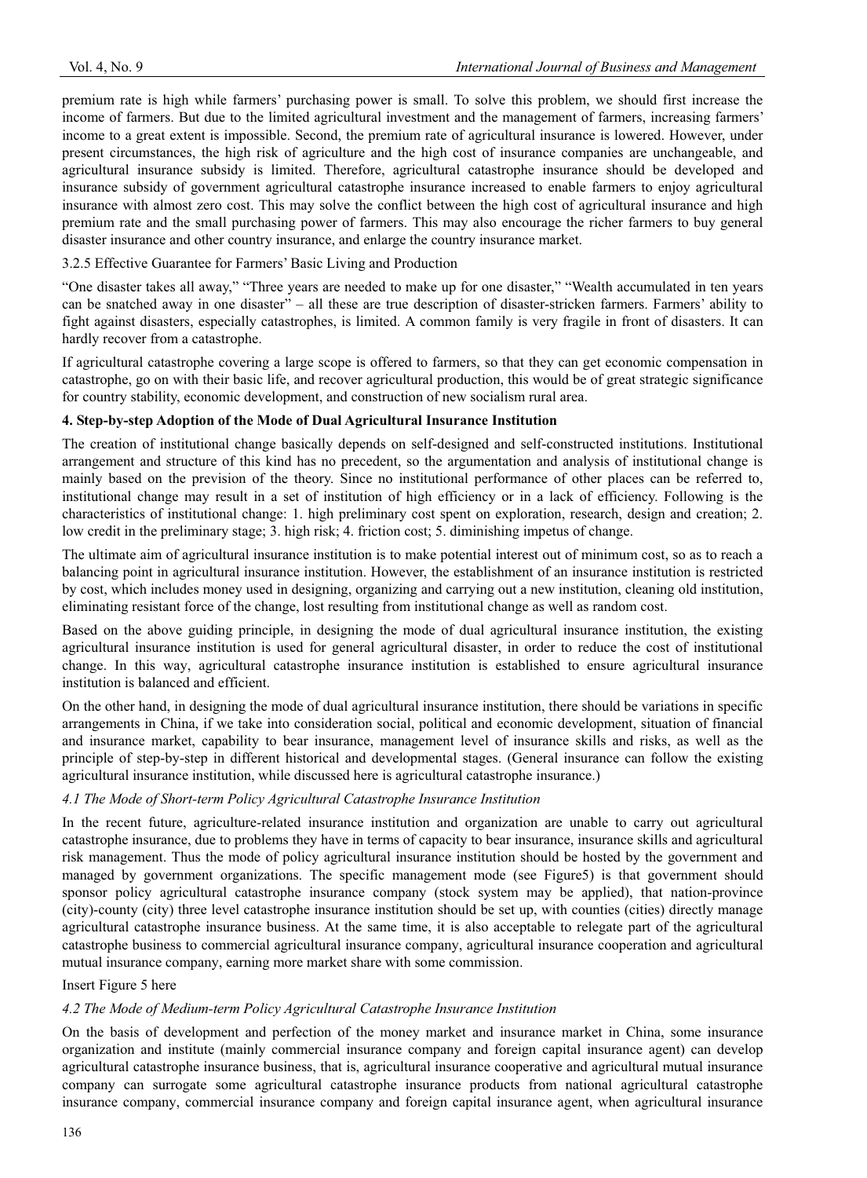premium rate is high while farmers' purchasing power is small. To solve this problem, we should first increase the income of farmers. But due to the limited agricultural investment and the management of farmers, increasing farmers' income to a great extent is impossible. Second, the premium rate of agricultural insurance is lowered. However, under present circumstances, the high risk of agriculture and the high cost of insurance companies are unchangeable, and agricultural insurance subsidy is limited. Therefore, agricultural catastrophe insurance should be developed and insurance subsidy of government agricultural catastrophe insurance increased to enable farmers to enjoy agricultural insurance with almost zero cost. This may solve the conflict between the high cost of agricultural insurance and high premium rate and the small purchasing power of farmers. This may also encourage the richer farmers to buy general disaster insurance and other country insurance, and enlarge the country insurance market.

3.2.5 Effective Guarantee for Farmers' Basic Living and Production

"One disaster takes all away," "Three years are needed to make up for one disaster," "Wealth accumulated in ten years can be snatched away in one disaster" – all these are true description of disaster-stricken farmers. Farmers' ability to fight against disasters, especially catastrophes, is limited. A common family is very fragile in front of disasters. It can hardly recover from a catastrophe.

If agricultural catastrophe covering a large scope is offered to farmers, so that they can get economic compensation in catastrophe, go on with their basic life, and recover agricultural production, this would be of great strategic significance for country stability, economic development, and construction of new socialism rural area.

## 4. Step-by-step Adoption of the Mode of Dual Agricultural Insurance Institution

The creation of institutional change basically depends on self-designed and self-constructed institutions. Institutional arrangement and structure of this kind has no precedent, so the argumentation and analysis of institutional change is mainly based on the prevision of the theory. Since no institutional performance of other places can be referred to, institutional change may result in a set of institution of high efficiency or in a lack of efficiency. Following is the characteristics of institutional change: 1. high preliminary cost spent on exploration, research, design and creation; 2. low credit in the preliminary stage; 3. high risk; 4. friction cost; 5. diminishing impetus of change.

The ultimate aim of agricultural insurance institution is to make potential interest out of minimum cost, so as to reach a balancing point in agricultural insurance institution. However, the establishment of an insurance institution is restricted by cost, which includes money used in designing, organizing and carrying out a new institution, cleaning old institution, eliminating resistant force of the change, lost resulting from institutional change as well as random cost.

Based on the above guiding principle, in designing the mode of dual agricultural insurance institution, the existing agricultural insurance institution is used for general agricultural disaster, in order to reduce the cost of institutional change. In this way, agricultural catastrophe insurance institution is established to ensure agricultural insurance institution is balanced and efficient.

On the other hand, in designing the mode of dual agricultural insurance institution, there should be variations in specific arrangements in China, if we take into consideration social, political and economic development, situation of financial and insurance market, capability to bear insurance, management level of insurance skills and risks, as well as the principle of step-by-step in different historical and developmental stages. (General insurance can follow the existing agricultural insurance institution, while discussed here is agricultural catastrophe insurance.)

### *4.1 The Mode of Short-term Policy Agricultural Catastrophe Insurance Institution*

In the recent future, agriculture-related insurance institution and organization are unable to carry out agricultural catastrophe insurance, due to problems they have in terms of capacity to bear insurance, insurance skills and agricultural risk management. Thus the mode of policy agricultural insurance institution should be hosted by the government and managed by government organizations. The specific management mode (see Figure5) is that government should sponsor policy agricultural catastrophe insurance company (stock system may be applied), that nation-province (city)-county (city) three level catastrophe insurance institution should be set up, with counties (cities) directly manage agricultural catastrophe insurance business. At the same time, it is also acceptable to relegate part of the agricultural catastrophe business to commercial agricultural insurance company, agricultural insurance cooperation and agricultural mutual insurance company, earning more market share with some commission.

Insert Figure 5 here

### *4.2 The Mode of Medium-term Policy Agricultural Catastrophe Insurance Institution*

On the basis of development and perfection of the money market and insurance market in China, some insurance organization and institute (mainly commercial insurance company and foreign capital insurance agent) can develop agricultural catastrophe insurance business, that is, agricultural insurance cooperative and agricultural mutual insurance company can surrogate some agricultural catastrophe insurance products from national agricultural catastrophe insurance company, commercial insurance company and foreign capital insurance agent, when agricultural insurance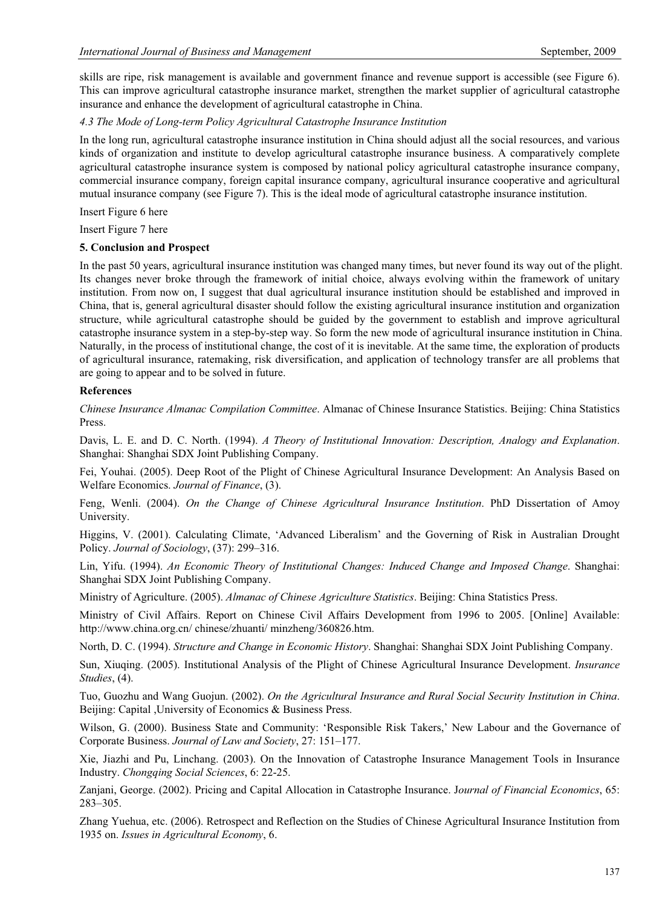skills are ripe, risk management is available and government finance and revenue support is accessible (see Figure 6). This can improve agricultural catastrophe insurance market, strengthen the market supplier of agricultural catastrophe insurance and enhance the development of agricultural catastrophe in China.

### *4.3 The Mode of Long-term Policy Agricultural Catastrophe Insurance Institution*

In the long run, agricultural catastrophe insurance institution in China should adjust all the social resources, and various kinds of organization and institute to develop agricultural catastrophe insurance business. A comparatively complete agricultural catastrophe insurance system is composed by national policy agricultural catastrophe insurance company, commercial insurance company, foreign capital insurance company, agricultural insurance cooperative and agricultural mutual insurance company (see Figure 7). This is the ideal mode of agricultural catastrophe insurance institution.

Insert Figure 6 here

Insert Figure 7 here

## **5. Conclusion and Prospect**

In the past 50 years, agricultural insurance institution was changed many times, but never found its way out of the plight. Its changes never broke through the framework of initial choice, always evolving within the framework of unitary institution. From now on, I suggest that dual agricultural insurance institution should be established and improved in China, that is, general agricultural disaster should follow the existing agricultural insurance institution and organization structure, while agricultural catastrophe should be guided by the government to establish and improve agricultural catastrophe insurance system in a step-by-step way. So form the new mode of agricultural insurance institution in China. Naturally, in the process of institutional change, the cost of it is inevitable. At the same time, the exploration of products of agricultural insurance, ratemaking, risk diversification, and application of technology transfer are all problems that are going to appear and to be solved in future.

## **References**

*Chinese Insurance Almanac Compilation Committee*. Almanac of Chinese Insurance Statistics. Beijing: China Statistics Press.

Davis, L. E. and D. C. North. (1994). *A Theory of Institutional Innovation: Description, Analogy and Explanation*. Shanghai: Shanghai SDX Joint Publishing Company.

Fei, Youhai. (2005). Deep Root of the Plight of Chinese Agricultural Insurance Development: An Analysis Based on Welfare Economics. *Journal of Finance*, (3).

Feng, Wenli. (2004). *On the Change of Chinese Agricultural Insurance Institution*. PhD Dissertation of Amoy University.

Higgins, V. (2001). Calculating Climate, 'Advanced Liberalism' and the Governing of Risk in Australian Drought Policy. *Journal of Sociology*, (37): 299–316.

Lin, Yifu. (1994). *An Economic Theory of Institutional Changes: Induced Change and Imposed Change*. Shanghai: Shanghai SDX Joint Publishing Company.

Ministry of Agriculture. (2005). *Almanac of Chinese Agriculture Statistics*. Beijing: China Statistics Press.

Ministry of Civil Affairs. Report on Chinese Civil Affairs Development from 1996 to 2005. [Online] Available: http://www.china.org.cn/ chinese/zhuanti/ minzheng/360826.htm.

North, D. C. (1994). *Structure and Change in Economic History*. Shanghai: Shanghai SDX Joint Publishing Company.

Sun, Xiuqing. (2005). Institutional Analysis of the Plight of Chinese Agricultural Insurance Development. *Insurance Studies*, (4).

Tuo, Guozhu and Wang Guojun. (2002). *On the Agricultural Insurance and Rural Social Security Institution in China*. Beijing: Capital ,University of Economics & Business Press.

Wilson, G. (2000). Business State and Community: 'Responsible Risk Takers,' New Labour and the Governance of Corporate Business. *Journal of Law and Society*, 27: 151–177.

Xie, Jiazhi and Pu, Linchang. (2003). On the Innovation of Catastrophe Insurance Management Tools in Insurance Industry. *Chongqing Social Sciences*, 6: 22-25.

Zanjani, George. (2002). Pricing and Capital Allocation in Catastrophe Insurance. *Journal of Financial Economics*, 65: 283–305.

Zhang Yuehua, etc. (2006). Retrospect and Reflection on the Studies of Chinese Agricultural Insurance Institution from 1935 on. *Issues in Agricultural Economy*, 6.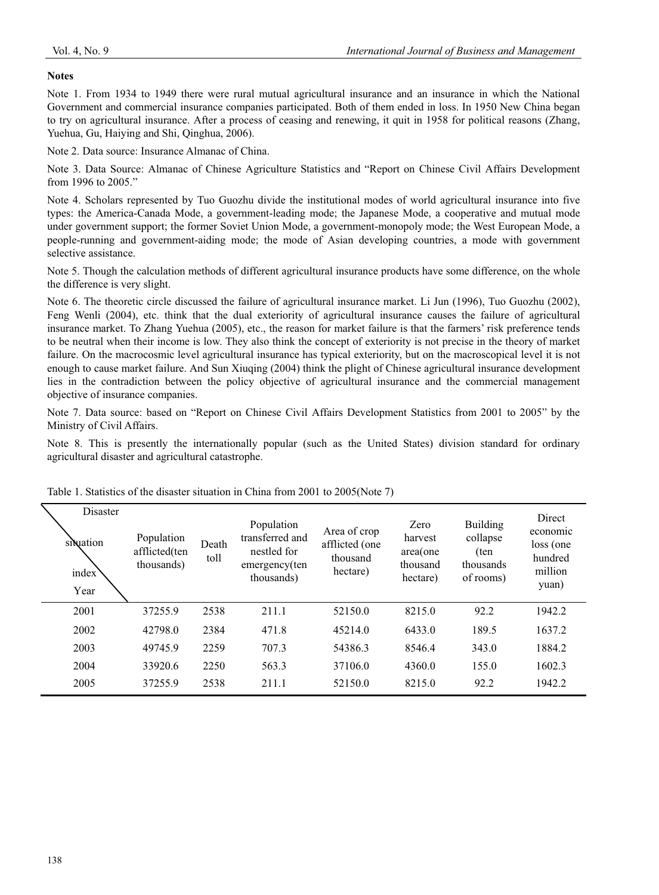**Notes**

Note 1. From 1934 to 1949 there were rural mutual agricultural insurance and an insurance in which the National Government and commercial insurance companies participated. Both of them ended in loss. In 1950 New China began to try on agricultural insurance. After a process of ceasing and renewing, it quit in 1958 for political reasons (Zhang, Yuehua, Gu, Haiying and Shi, Qinghua, 2006).

Note 2. Data source: Insurance Almanac of China.

Note 3. Data Source: Almanac of Chinese Agriculture Statistics and "Report on Chinese Civil Affairs Development from 1996 to 2005."

Note 4. Scholars represented by Tuo Guozhu divide the institutional modes of world agricultural insurance into five types: the America-Canada Mode, a government-leading mode; the Japanese Mode, a cooperative and mutual mode under government support; the former Soviet Union Mode, a government-monopoly mode; the West European Mode, a people-running and government-aiding mode; the mode of Asian developing countries, a mode with government selective assistance.

Note 5. Though the calculation methods of different agricultural insurance products have some difference, on the whole the difference is very slight.

Note 6. The theoretic circle discussed the failure of agricultural insurance market. Li Jun (1996), Tuo Guozhu (2002), Feng Wenli (2004), etc. think that the dual exteriority of agricultural insurance causes the failure of agricultural insurance market. To Zhang Yuehua (2005), etc., the reason for market failure is that the farmers' risk preference tends to be neutral when their income is low. They also think the concept of exteriority is not precise in the theory of market failure. On the macrocosmic level agricultural insurance has typical exteriority, but on the macroscopical level it is not enough to cause market failure. And Sun Xiuqing (2004) think the plight of Chinese agricultural insurance development lies in the contradiction between the policy objective of agricultural insurance and the commercial management objective of insurance companies.

Note 7. Data source: based on "Report on Chinese Civil Affairs Development Statistics from 2001 to 2005" by the Ministry of Civil Affairs.

Note 8. This is presently the internationally popular (such as the United States) division standard for ordinary agricultural disaster and agricultural catastrophe.

Table 1. Statistics of the disaster situation in China from 2001 to 2005(Note 7)

| Disaster situation index / Year | Population afflicted(ten thousands) | Death toll | Population transferred and nestled for emergency(ten thousands) | Area of crop afflicted (one thousand hectare) | Zero harvest area(one thousand hectare) | Building collapse (ten thousands of rooms) | Direct economic loss (one hundred million yuan) |
|---|---|---|---|---|---|---|---|
| 2001 | 37255.9 | 2538 | 211.1 | 52150.0 | 8215.0 | 92.2 | 1942.2 |
| 2002 | 42798.0 | 2384 | 471.8 | 45214.0 | 6433.0 | 189.5 | 1637.2 |
| 2003 | 49745.9 | 2259 | 707.3 | 54386.3 | 8546.4 | 343.0 | 1884.2 |
| 2004 | 33920.6 | 2250 | 563.3 | 37106.0 | 4360.0 | 155.0 | 1602.3 |
| 2005 | 37255.9 | 2538 | 211.1 | 52150.0 | 8215.0 | 92.2 | 1942.2 |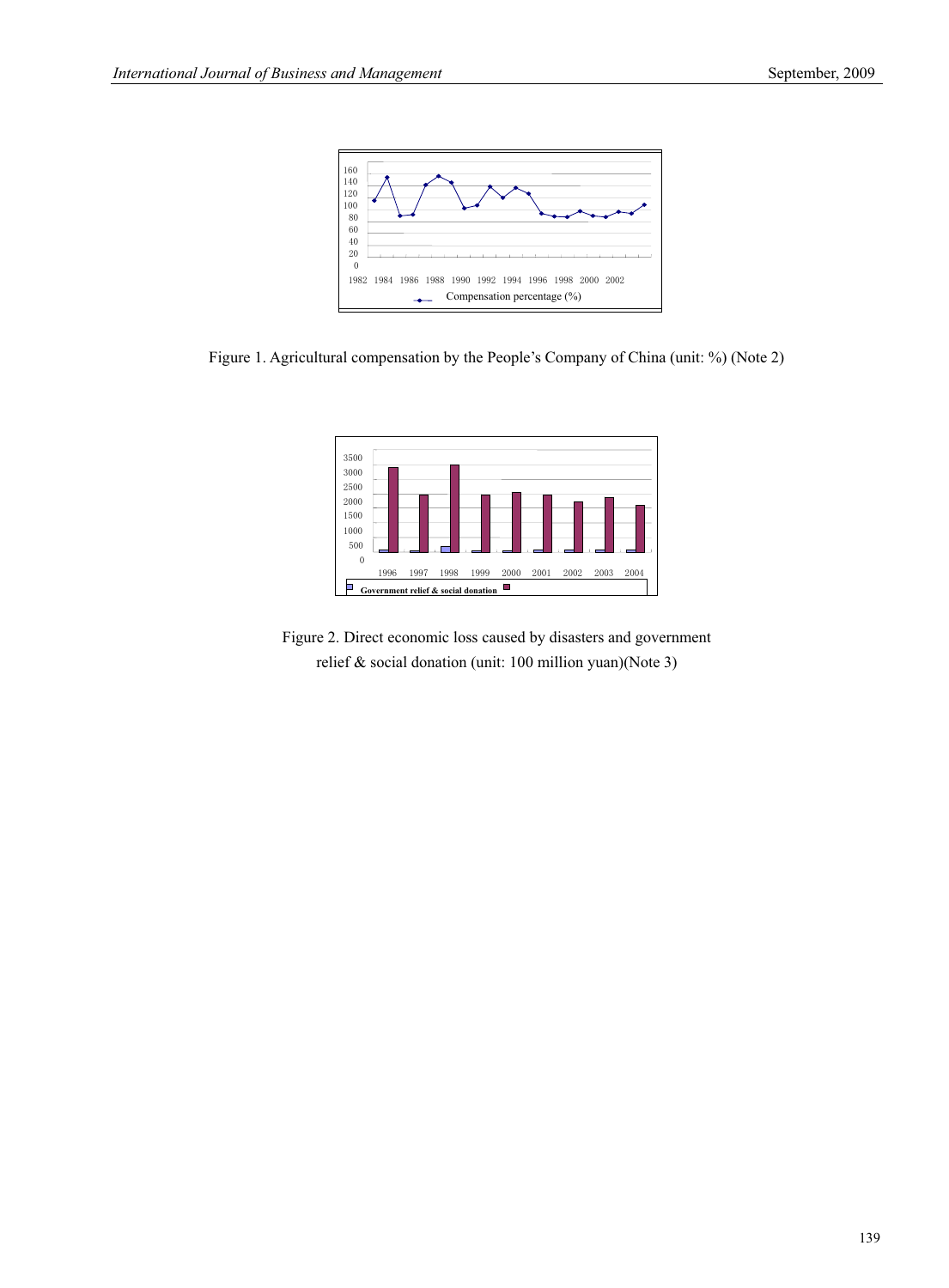Figure 1. Agricultural compensation by the People's Company of China (unit: %) (Note 2)

Figure 2. Direct economic loss caused by disasters and government relief & social donation (unit: 100 million yuan)(Note 3)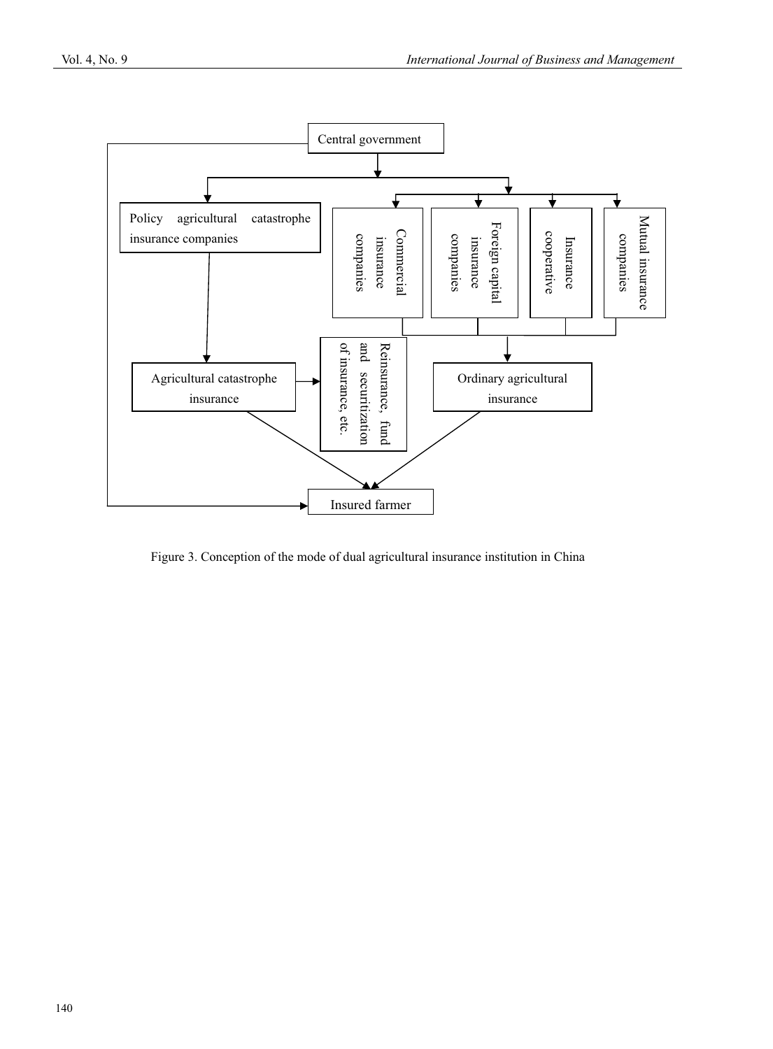Central government

Policy agricultural catastrophe insurance companies

Commercial insurance companies

Foreign capital insurance companies

Insurance cooperative

Mutual insurance companies

Agricultural catastrophe insurance

Reinsurance, fund and securitization of insurance, etc.

Ordinary agricultural insurance

Insured farmer

Figure 3. Conception of the mode of dual agricultural insurance institution in China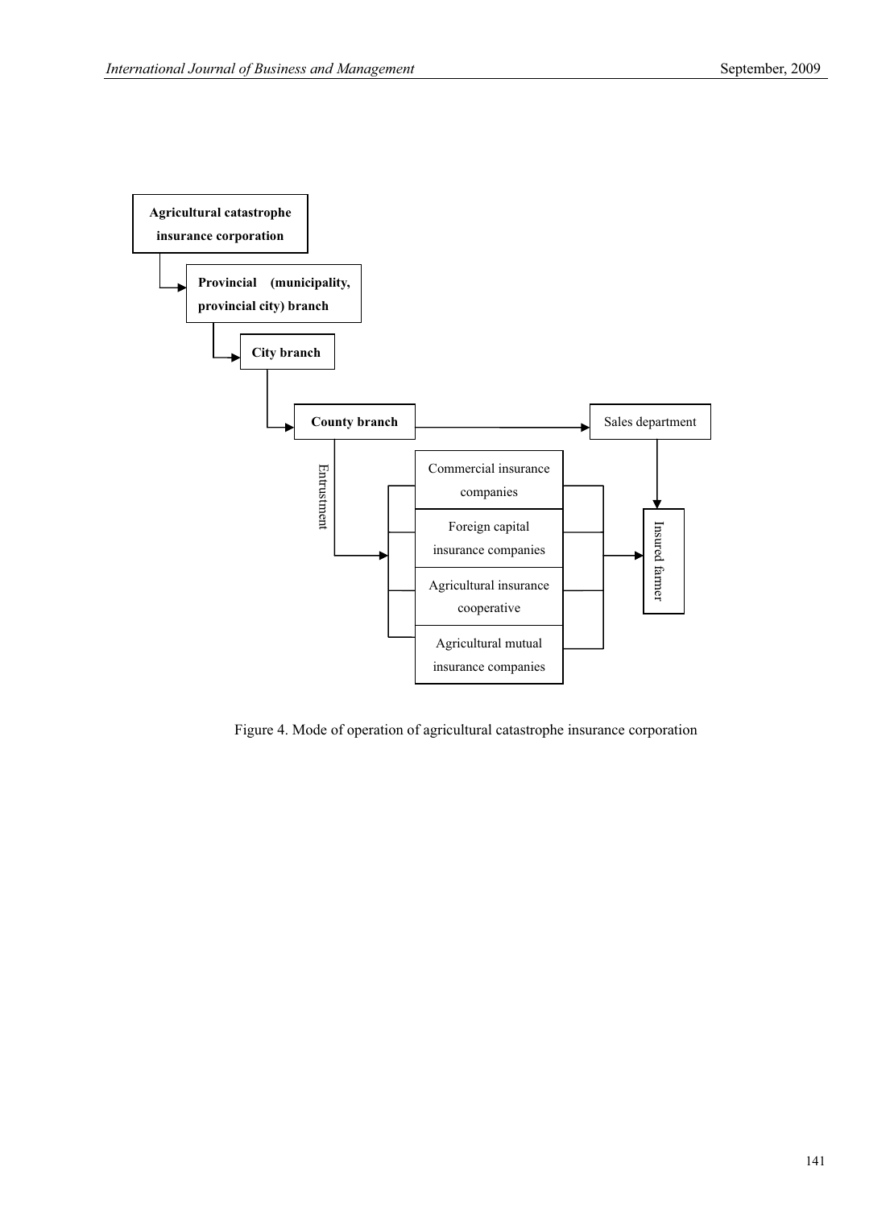Agricultural catastrophe insurance corporation

Provincial (municipality, provincial city) branch

City branch

County branch

Sales department

Entrustment

Commercial insurance companies

Foreign capital insurance companies

Agricultural insurance cooperative

Agricultural mutual insurance companies

Insured farmer

Figure 4. Mode of operation of agricultural catastrophe insurance corporation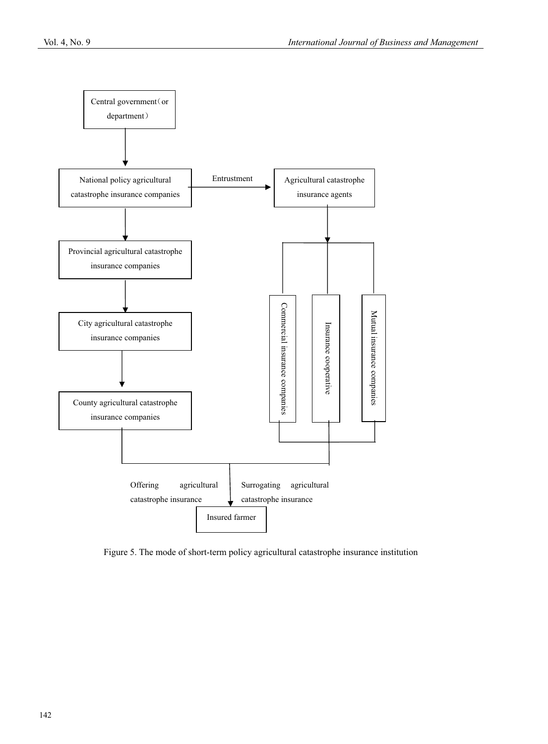Central government（or department）

National policy agricultural catastrophe insurance companies

Entrustment

Agricultural catastrophe insurance agents

Provincial agricultural catastrophe insurance companies

City agricultural catastrophe insurance companies

County agricultural catastrophe insurance companies

Commercial insurance companies

Insurance cooperative

Mutual insurance companies

Offering agricultural catastrophe insurance

Surrogating agricultural catastrophe insurance

Insured farmer

Figure 5. The mode of short-term policy agricultural catastrophe insurance institution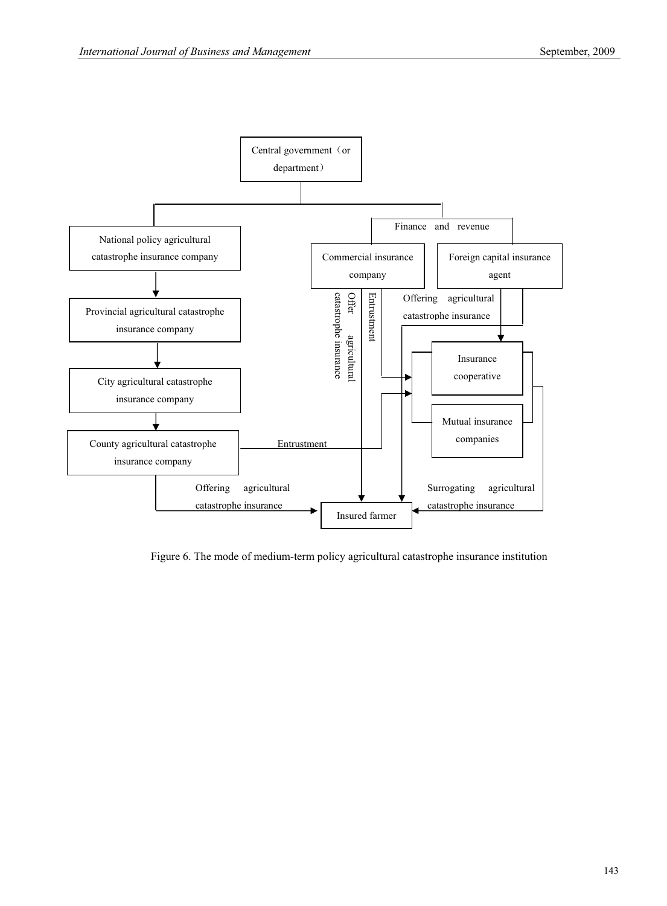Central government（or department）

Finance and revenue

National policy agricultural catastrophe insurance company

Commercial insurance company

Foreign capital insurance agent

Provincial agricultural catastrophe insurance company

Offer agricultural catastrophe insurance

Entrustment

Offering agricultural catastrophe insurance

Insurance cooperative

City agricultural catastrophe insurance company

Mutual insurance companies

County agricultural catastrophe insurance company

Entrustment

Offering agricultural catastrophe insurance

Insured farmer

Surrogating agricultural catastrophe insurance

Figure 6. The mode of medium-term policy agricultural catastrophe insurance institution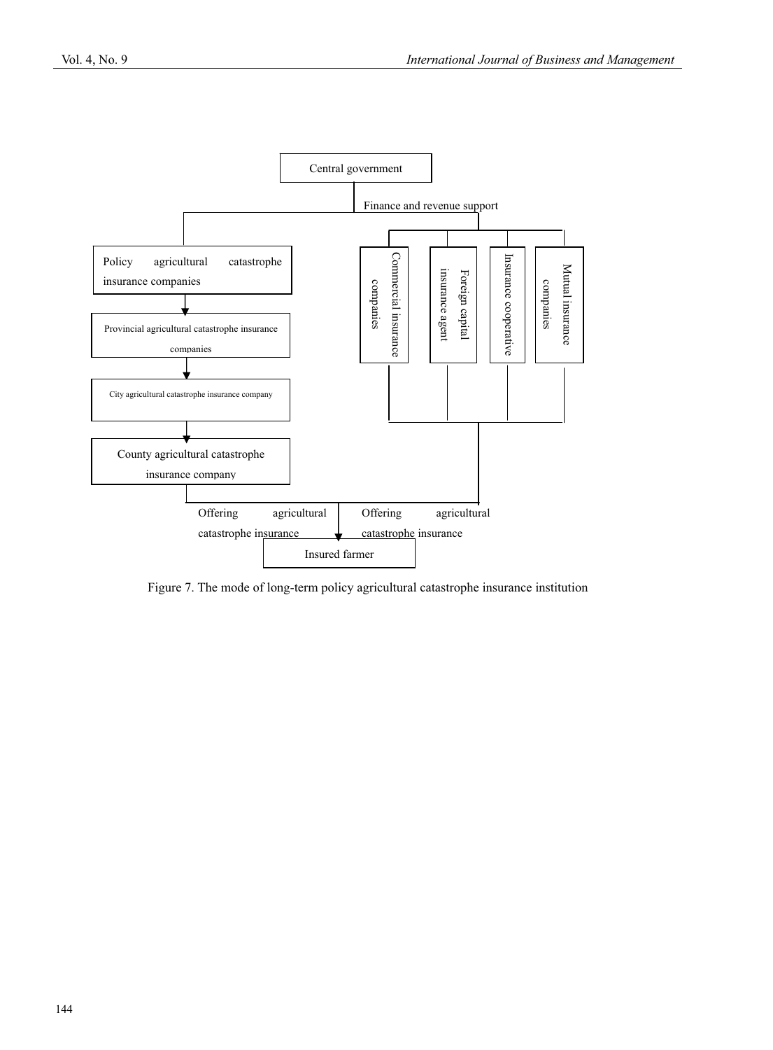Central government

Finance and revenue support

Policy agricultural catastrophe insurance companies

Provincial agricultural catastrophe insurance companies

City agricultural catastrophe insurance company

County agricultural catastrophe insurance company

Commercial insurance companies

Foreign capital insurance agent

Insurance cooperative

Mutual insurance companies

Offering agricultural catastrophe insurance

Offering agricultural catastrophe insurance

Insured farmer

Figure 7. The mode of long-term policy agricultural catastrophe insurance institution